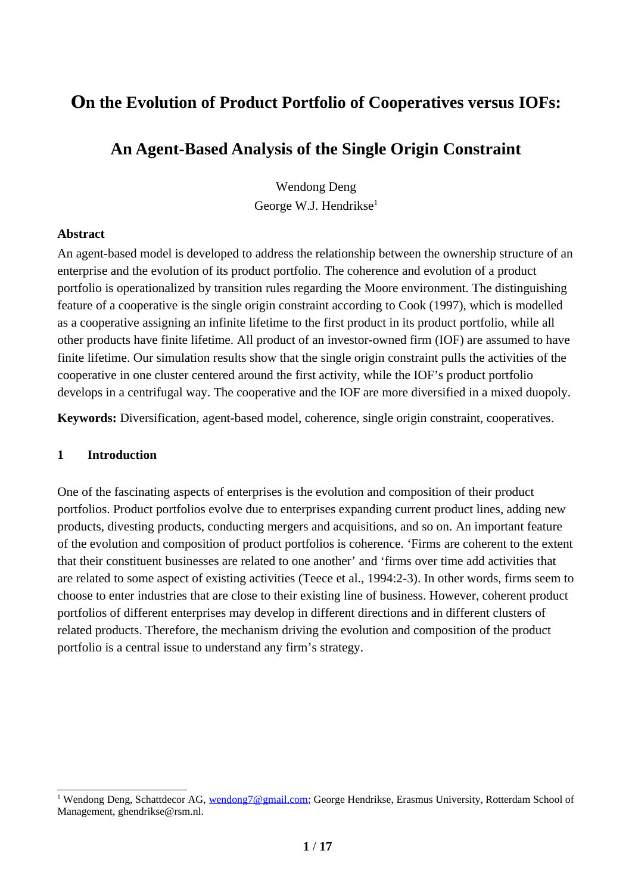# On the Evolution of Product Portfolio of Cooperatives versus IOFs:

# An Agent-Based Analysis of the Single Origin Constraint

Wendong Deng

George W.J. Hendrikse[1]

**Abstract**

An agent-based model is developed to address the relationship between the ownership structure of an enterprise and the evolution of its product portfolio. The coherence and evolution of a product portfolio is operationalized by transition rules regarding the Moore environment. The distinguishing feature of a cooperative is the single origin constraint according to Cook (1997), which is modelled as a cooperative assigning an infinite lifetime to the first product in its product portfolio, while all other products have finite lifetime. All product of an investor-owned firm (IOF) are assumed to have finite lifetime. Our simulation results show that the single origin constraint pulls the activities of the cooperative in one cluster centered around the first activity, while the IOF's product portfolio develops in a centrifugal way. The cooperative and the IOF are more diversified in a mixed duopoly.

**Keywords:** Diversification, agent-based model, coherence, single origin constraint, cooperatives.

## 1 Introduction

One of the fascinating aspects of enterprises is the evolution and composition of their product portfolios. Product portfolios evolve due to enterprises expanding current product lines, adding new products, divesting products, conducting mergers and acquisitions, and so on. An important feature of the evolution and composition of product portfolios is coherence. 'Firms are coherent to the extent that their constituent businesses are related to one another' and 'firms over time add activities that are related to some aspect of existing activities (Teece et al., 1994:2-3). In other words, firms seem to choose to enter industries that are close to their existing line of business. However, coherent product portfolios of different enterprises may develop in different directions and in different clusters of related products. Therefore, the mechanism driving the evolution and composition of the product portfolio is a central issue to understand any firm's strategy.

[1] Wendong Deng, Schattdecor AG, wendong7@gmail.com; George Hendrikse, Erasmus University, Rotterdam School of Management, ghendrikse@rsm.nl.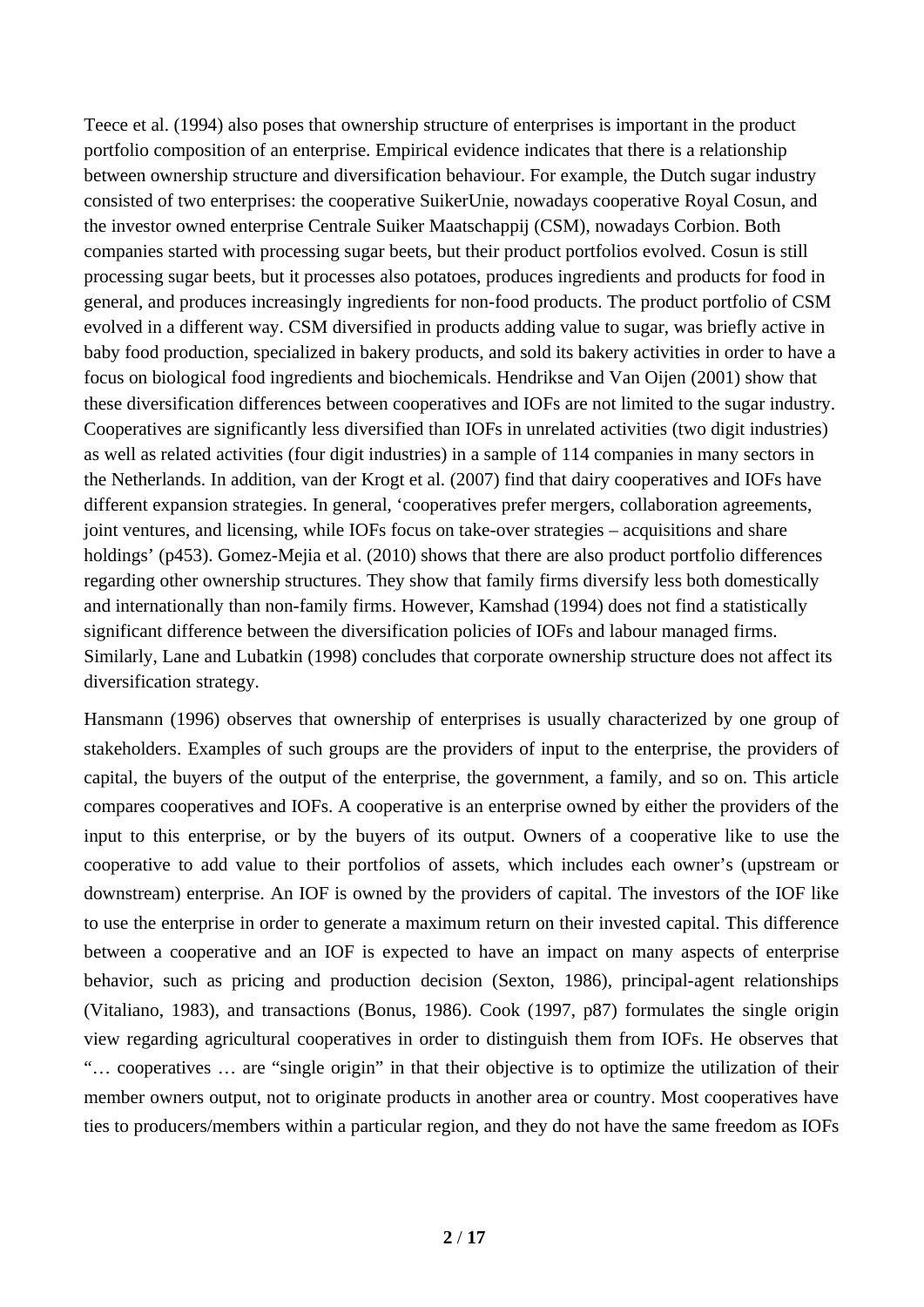Teece et al. (1994) also poses that ownership structure of enterprises is important in the product portfolio composition of an enterprise. Empirical evidence indicates that there is a relationship between ownership structure and diversification behaviour. For example, the Dutch sugar industry consisted of two enterprises: the cooperative SuikerUnie, nowadays cooperative Royal Cosun, and the investor owned enterprise Centrale Suiker Maatschappij (CSM), nowadays Corbion. Both companies started with processing sugar beets, but their product portfolios evolved. Cosun is still processing sugar beets, but it processes also potatoes, produces ingredients and products for food in general, and produces increasingly ingredients for non-food products. The product portfolio of CSM evolved in a different way. CSM diversified in products adding value to sugar, was briefly active in baby food production, specialized in bakery products, and sold its bakery activities in order to have a focus on biological food ingredients and biochemicals. Hendrikse and Van Oijen (2001) show that these diversification differences between cooperatives and IOFs are not limited to the sugar industry. Cooperatives are significantly less diversified than IOFs in unrelated activities (two digit industries) as well as related activities (four digit industries) in a sample of 114 companies in many sectors in the Netherlands. In addition, van der Krogt et al. (2007) find that dairy cooperatives and IOFs have different expansion strategies. In general, 'cooperatives prefer mergers, collaboration agreements, joint ventures, and licensing, while IOFs focus on take-over strategies – acquisitions and share holdings' (p453). Gomez-Mejia et al. (2010) shows that there are also product portfolio differences regarding other ownership structures. They show that family firms diversify less both domestically and internationally than non-family firms. However, Kamshad (1994) does not find a statistically significant difference between the diversification policies of IOFs and labour managed firms. Similarly, Lane and Lubatkin (1998) concludes that corporate ownership structure does not affect its diversification strategy.

Hansmann (1996) observes that ownership of enterprises is usually characterized by one group of stakeholders. Examples of such groups are the providers of input to the enterprise, the providers of capital, the buyers of the output of the enterprise, the government, a family, and so on. This article compares cooperatives and IOFs. A cooperative is an enterprise owned by either the providers of the input to this enterprise, or by the buyers of its output. Owners of a cooperative like to use the cooperative to add value to their portfolios of assets, which includes each owner's (upstream or downstream) enterprise. An IOF is owned by the providers of capital. The investors of the IOF like to use the enterprise in order to generate a maximum return on their invested capital. This difference between a cooperative and an IOF is expected to have an impact on many aspects of enterprise behavior, such as pricing and production decision (Sexton, 1986), principal-agent relationships (Vitaliano, 1983), and transactions (Bonus, 1986). Cook (1997, p87) formulates the single origin view regarding agricultural cooperatives in order to distinguish them from IOFs. He observes that "… cooperatives … are "single origin" in that their objective is to optimize the utilization of their member owners output, not to originate products in another area or country. Most cooperatives have ties to producers/members within a particular region, and they do not have the same freedom as IOFs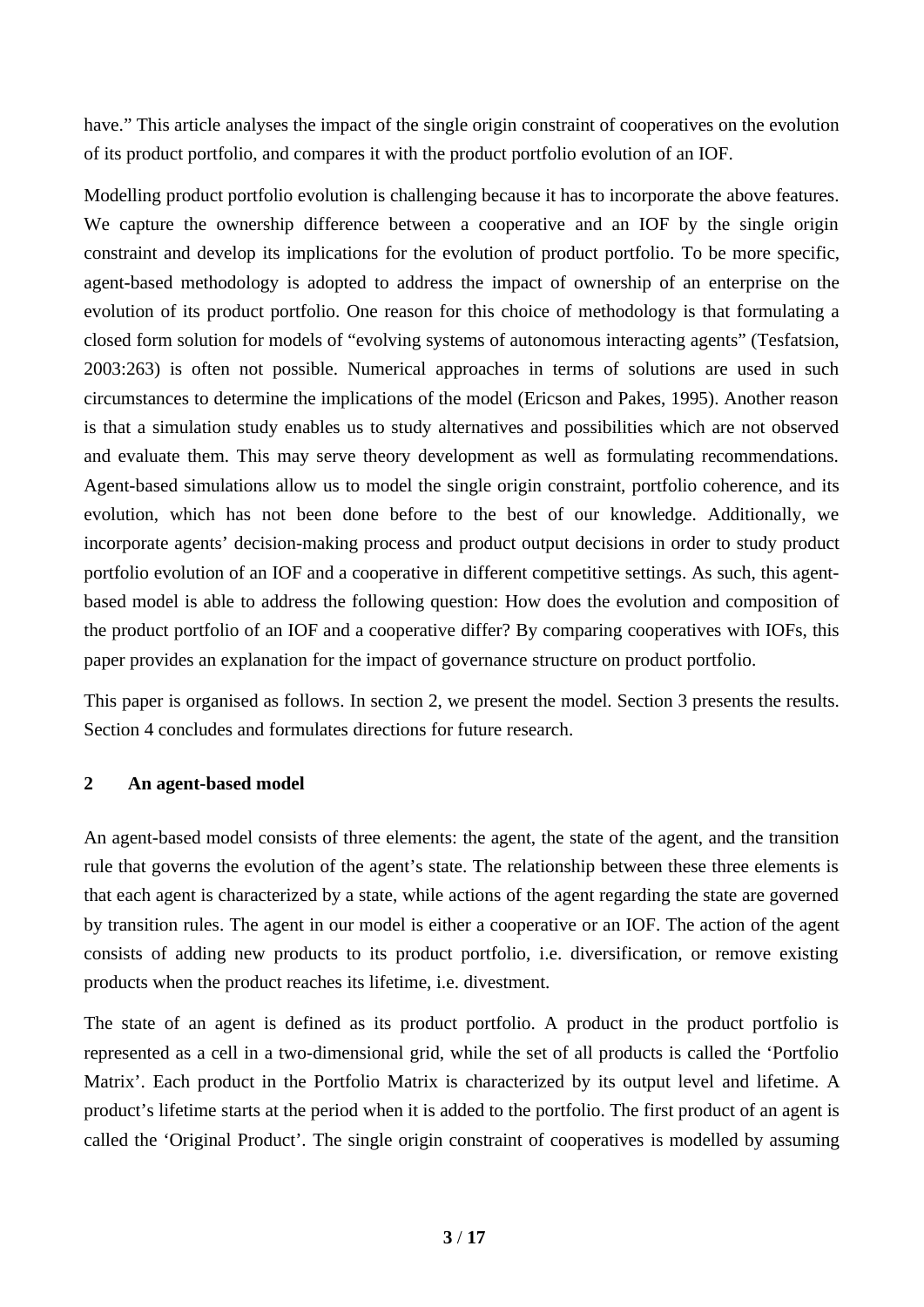have." This article analyses the impact of the single origin constraint of cooperatives on the evolution of its product portfolio, and compares it with the product portfolio evolution of an IOF.

Modelling product portfolio evolution is challenging because it has to incorporate the above features. We capture the ownership difference between a cooperative and an IOF by the single origin constraint and develop its implications for the evolution of product portfolio. To be more specific, agent-based methodology is adopted to address the impact of ownership of an enterprise on the evolution of its product portfolio. One reason for this choice of methodology is that formulating a closed form solution for models of "evolving systems of autonomous interacting agents" (Tesfatsion, 2003:263) is often not possible. Numerical approaches in terms of solutions are used in such circumstances to determine the implications of the model (Ericson and Pakes, 1995). Another reason is that a simulation study enables us to study alternatives and possibilities which are not observed and evaluate them. This may serve theory development as well as formulating recommendations. Agent-based simulations allow us to model the single origin constraint, portfolio coherence, and its evolution, which has not been done before to the best of our knowledge. Additionally, we incorporate agents' decision-making process and product output decisions in order to study product portfolio evolution of an IOF and a cooperative in different competitive settings. As such, this agent-based model is able to address the following question: How does the evolution and composition of the product portfolio of an IOF and a cooperative differ? By comparing cooperatives with IOFs, this paper provides an explanation for the impact of governance structure on product portfolio.

This paper is organised as follows. In section 2, we present the model. Section 3 presents the results. Section 4 concludes and formulates directions for future research.

## 2 An agent-based model

An agent-based model consists of three elements: the agent, the state of the agent, and the transition rule that governs the evolution of the agent's state. The relationship between these three elements is that each agent is characterized by a state, while actions of the agent regarding the state are governed by transition rules. The agent in our model is either a cooperative or an IOF. The action of the agent consists of adding new products to its product portfolio, i.e. diversification, or remove existing products when the product reaches its lifetime, i.e. divestment.

The state of an agent is defined as its product portfolio. A product in the product portfolio is represented as a cell in a two-dimensional grid, while the set of all products is called the 'Portfolio Matrix'. Each product in the Portfolio Matrix is characterized by its output level and lifetime. A product's lifetime starts at the period when it is added to the portfolio. The first product of an agent is called the 'Original Product'. The single origin constraint of cooperatives is modelled by assuming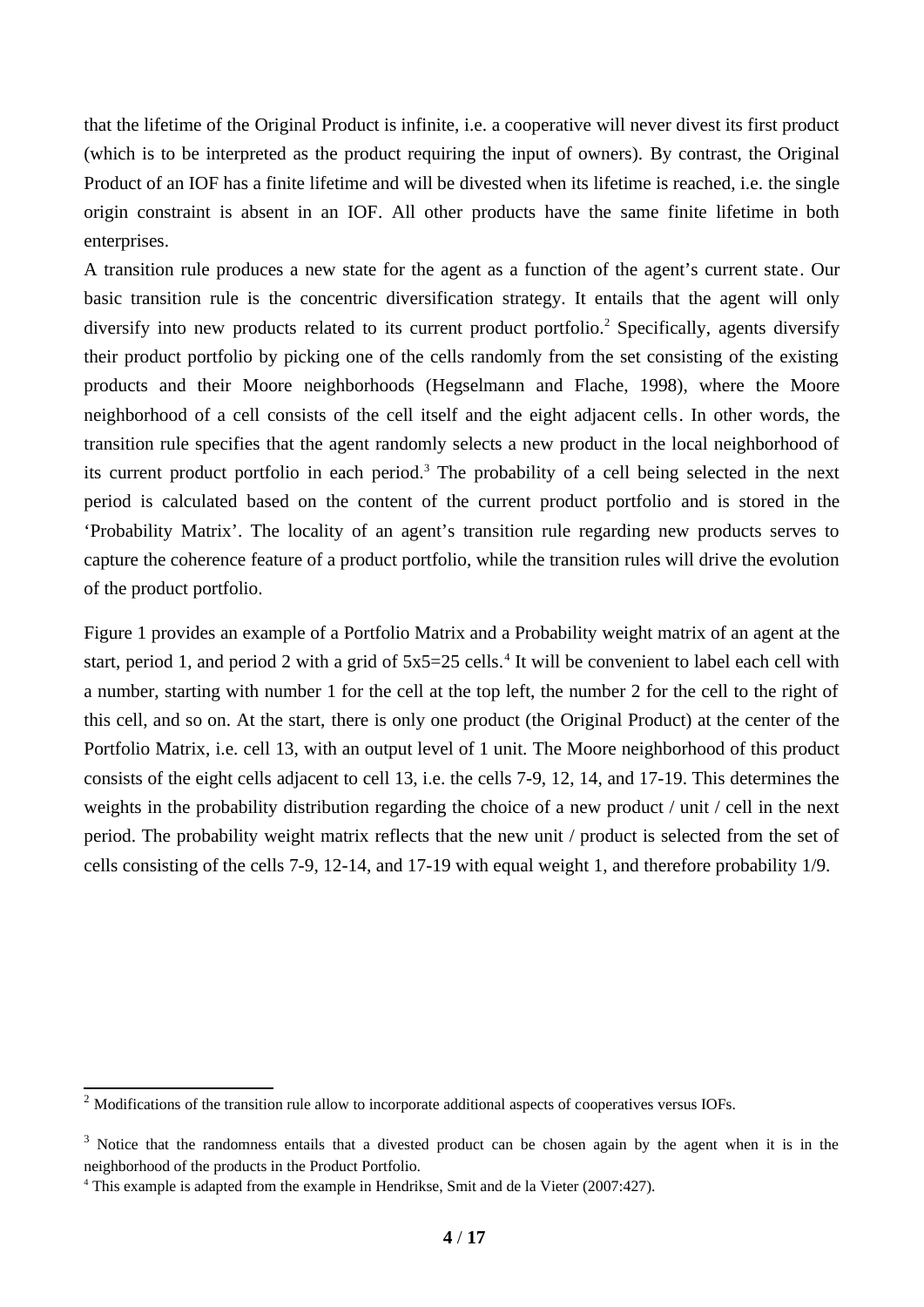that the lifetime of the Original Product is infinite, i.e. a cooperative will never divest its first product (which is to be interpreted as the product requiring the input of owners). By contrast, the Original Product of an IOF has a finite lifetime and will be divested when its lifetime is reached, i.e. the single origin constraint is absent in an IOF. All other products have the same finite lifetime in both enterprises.

A transition rule produces a new state for the agent as a function of the agent's current state. Our basic transition rule is the concentric diversification strategy. It entails that the agent will only diversify into new products related to its current product portfolio.[2] Specifically, agents diversify their product portfolio by picking one of the cells randomly from the set consisting of the existing products and their Moore neighborhoods (Hegselmann and Flache, 1998), where the Moore neighborhood of a cell consists of the cell itself and the eight adjacent cells. In other words, the transition rule specifies that the agent randomly selects a new product in the local neighborhood of its current product portfolio in each period.[3] The probability of a cell being selected in the next period is calculated based on the content of the current product portfolio and is stored in the 'Probability Matrix'. The locality of an agent's transition rule regarding new products serves to capture the coherence feature of a product portfolio, while the transition rules will drive the evolution of the product portfolio.

Figure 1 provides an example of a Portfolio Matrix and a Probability weight matrix of an agent at the start, period 1, and period 2 with a grid of 5x5=25 cells.[4] It will be convenient to label each cell with a number, starting with number 1 for the cell at the top left, the number 2 for the cell to the right of this cell, and so on. At the start, there is only one product (the Original Product) at the center of the Portfolio Matrix, i.e. cell 13, with an output level of 1 unit. The Moore neighborhood of this product consists of the eight cells adjacent to cell 13, i.e. the cells 7-9, 12, 14, and 17-19. This determines the weights in the probability distribution regarding the choice of a new product / unit / cell in the next period. The probability weight matrix reflects that the new unit / product is selected from the set of cells consisting of the cells 7-9, 12-14, and 17-19 with equal weight 1, and therefore probability 1/9.

---

[2] Modifications of the transition rule allow to incorporate additional aspects of cooperatives versus IOFs.

[3] Notice that the randomness entails that a divested product can be chosen again by the agent when it is in the neighborhood of the products in the Product Portfolio.

[4] This example is adapted from the example in Hendrikse, Smit and de la Vieter (2007:427).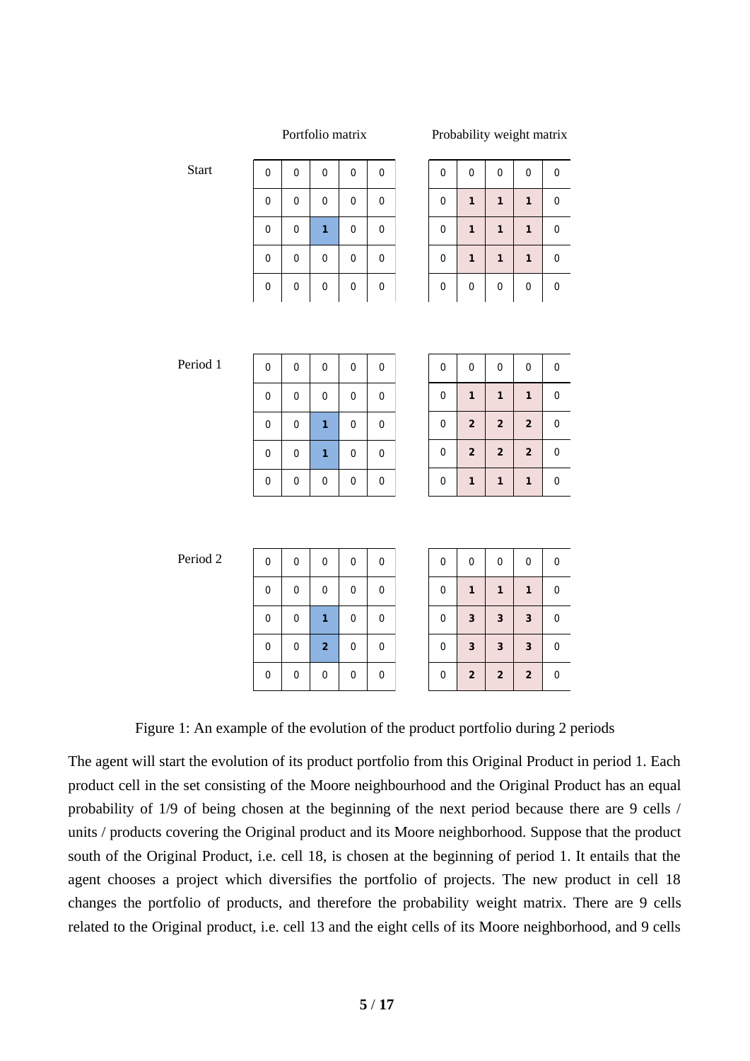| | Portfolio matrix | | | | | | Probability weight matrix | | | | |
|---|---|---|---|---|---|---|---|---|---|---|---|
| Start | 0 | 0 | 0 | 0 | 0 | | 0 | 0 | 0 | 0 | 0 |
| | 0 | 0 | 0 | 0 | 0 | | 0 | 1 | 1 | 1 | 0 |
| | 0 | 0 | 1 | 0 | 0 | | 0 | 1 | 1 | 1 | 0 |
| | 0 | 0 | 0 | 0 | 0 | | 0 | 1 | 1 | 1 | 0 |
| | 0 | 0 | 0 | 0 | 0 | | 0 | 0 | 0 | 0 | 0 |
| Period 1 | 0 | 0 | 0 | 0 | 0 | | 0 | 0 | 0 | 0 | 0 |
| | 0 | 0 | 0 | 0 | 0 | | 0 | 1 | 1 | 1 | 0 |
| | 0 | 0 | 1 | 0 | 0 | | 0 | 2 | 2 | 2 | 0 |
| | 0 | 0 | 1 | 0 | 0 | | 0 | 2 | 2 | 2 | 0 |
| | 0 | 0 | 0 | 0 | 0 | | 0 | 1 | 1 | 1 | 0 |
| Period 2 | 0 | 0 | 0 | 0 | 0 | | 0 | 0 | 0 | 0 | 0 |
| | 0 | 0 | 0 | 0 | 0 | | 0 | 1 | 1 | 1 | 0 |
| | 0 | 0 | 1 | 0 | 0 | | 0 | 3 | 3 | 3 | 0 |
| | 0 | 0 | 2 | 0 | 0 | | 0 | 3 | 3 | 3 | 0 |
| | 0 | 0 | 0 | 0 | 0 | | 0 | 2 | 2 | 2 | 0 |

Figure 1: An example of the evolution of the product portfolio during 2 periods

The agent will start the evolution of its product portfolio from this Original Product in period 1. Each product cell in the set consisting of the Moore neighbourhood and the Original Product has an equal probability of 1/9 of being chosen at the beginning of the next period because there are 9 cells / units / products covering the Original product and its Moore neighborhood. Suppose that the product south of the Original Product, i.e. cell 18, is chosen at the beginning of period 1. It entails that the agent chooses a project which diversifies the portfolio of projects. The new product in cell 18 changes the portfolio of products, and therefore the probability weight matrix. There are 9 cells related to the Original product, i.e. cell 13 and the eight cells of its Moore neighborhood, and 9 cells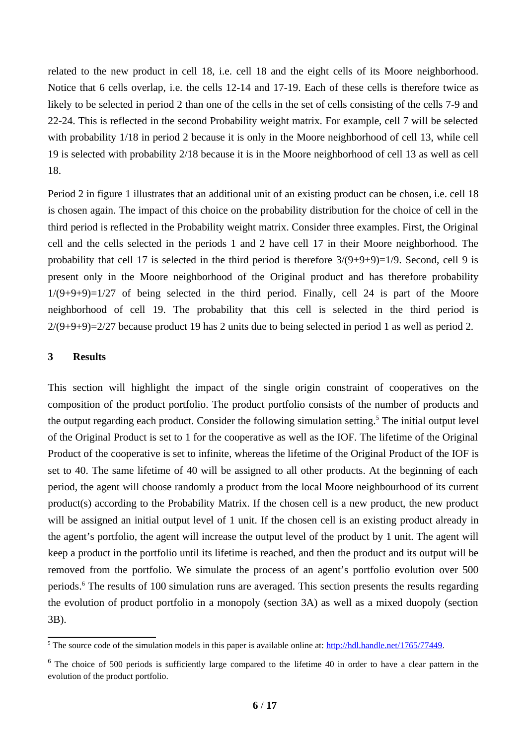related to the new product in cell 18, i.e. cell 18 and the eight cells of its Moore neighborhood. Notice that 6 cells overlap, i.e. the cells 12-14 and 17-19. Each of these cells is therefore twice as likely to be selected in period 2 than one of the cells in the set of cells consisting of the cells 7-9 and 22-24. This is reflected in the second Probability weight matrix. For example, cell 7 will be selected with probability 1/18 in period 2 because it is only in the Moore neighborhood of cell 13, while cell 19 is selected with probability 2/18 because it is in the Moore neighborhood of cell 13 as well as cell 18.

Period 2 in figure 1 illustrates that an additional unit of an existing product can be chosen, i.e. cell 18 is chosen again. The impact of this choice on the probability distribution for the choice of cell in the third period is reflected in the Probability weight matrix. Consider three examples. First, the Original cell and the cells selected in the periods 1 and 2 have cell 17 in their Moore neighborhood. The probability that cell 17 is selected in the third period is therefore 3/(9+9+9)=1/9. Second, cell 9 is present only in the Moore neighborhood of the Original product and has therefore probability 1/(9+9+9)=1/27 of being selected in the third period. Finally, cell 24 is part of the Moore neighborhood of cell 19. The probability that this cell is selected in the third period is 2/(9+9+9)=2/27 because product 19 has 2 units due to being selected in period 1 as well as period 2.

## 3 Results

This section will highlight the impact of the single origin constraint of cooperatives on the composition of the product portfolio. The product portfolio consists of the number of products and the output regarding each product. Consider the following simulation setting.[5] The initial output level of the Original Product is set to 1 for the cooperative as well as the IOF. The lifetime of the Original Product of the cooperative is set to infinite, whereas the lifetime of the Original Product of the IOF is set to 40. The same lifetime of 40 will be assigned to all other products. At the beginning of each period, the agent will choose randomly a product from the local Moore neighbourhood of its current product(s) according to the Probability Matrix. If the chosen cell is a new product, the new product will be assigned an initial output level of 1 unit. If the chosen cell is an existing product already in the agent's portfolio, the agent will increase the output level of the product by 1 unit. The agent will keep a product in the portfolio until its lifetime is reached, and then the product and its output will be removed from the portfolio. We simulate the process of an agent's portfolio evolution over 500 periods.[6] The results of 100 simulation runs are averaged. This section presents the results regarding the evolution of product portfolio in a monopoly (section 3A) as well as a mixed duopoly (section 3B).

[5] The source code of the simulation models in this paper is available online at: http://hdl.handle.net/1765/77449.

[6] The choice of 500 periods is sufficiently large compared to the lifetime 40 in order to have a clear pattern in the evolution of the product portfolio.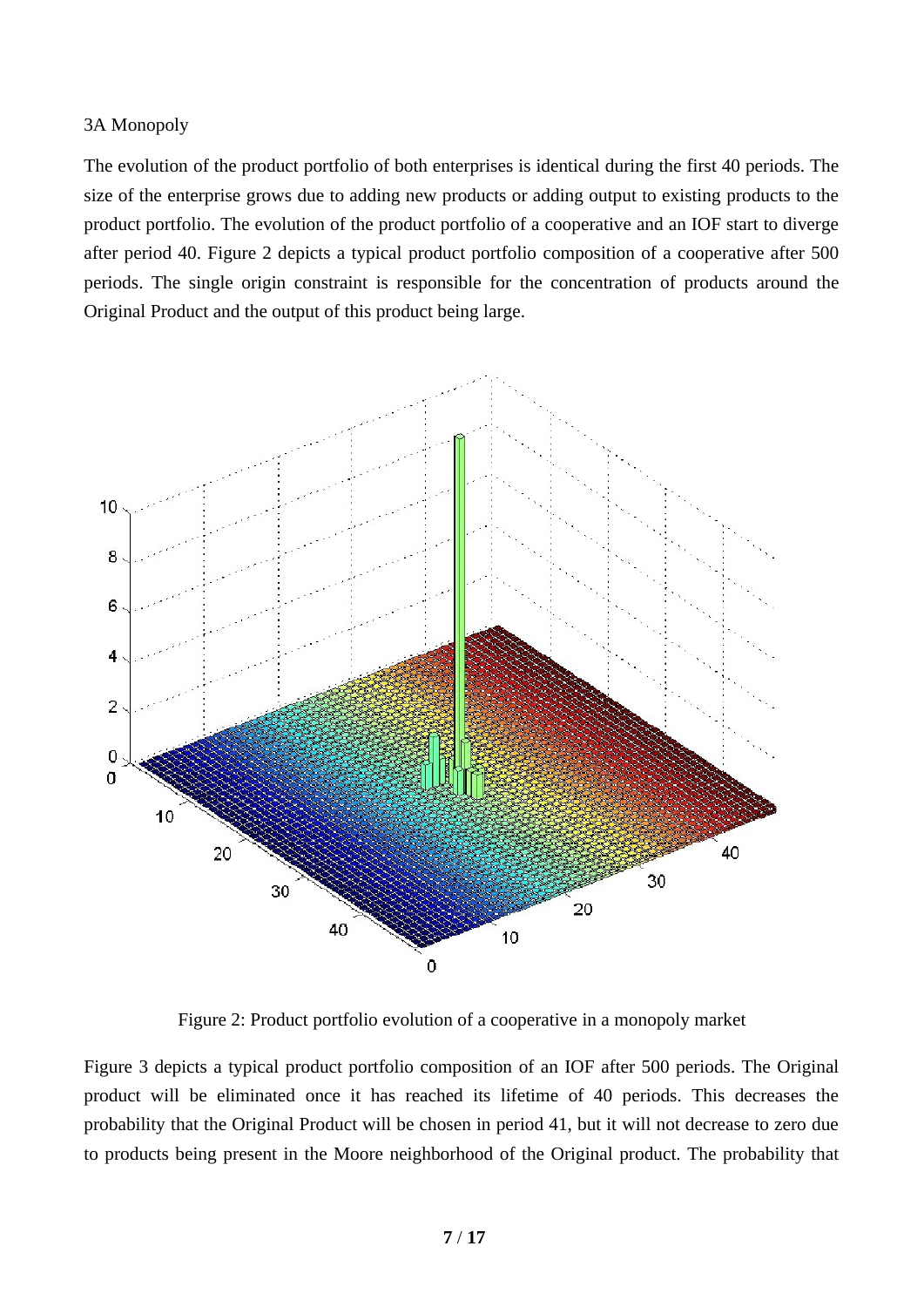3A Monopoly

The evolution of the product portfolio of both enterprises is identical during the first 40 periods. The size of the enterprise grows due to adding new products or adding output to existing products to the product portfolio. The evolution of the product portfolio of a cooperative and an IOF start to diverge after period 40. Figure 2 depicts a typical product portfolio composition of a cooperative after 500 periods. The single origin constraint is responsible for the concentration of products around the Original Product and the output of this product being large.

Figure 2: Product portfolio evolution of a cooperative in a monopoly market

Figure 3 depicts a typical product portfolio composition of an IOF after 500 periods. The Original product will be eliminated once it has reached its lifetime of 40 periods. This decreases the probability that the Original Product will be chosen in period 41, but it will not decrease to zero due to products being present in the Moore neighborhood of the Original product. The probability that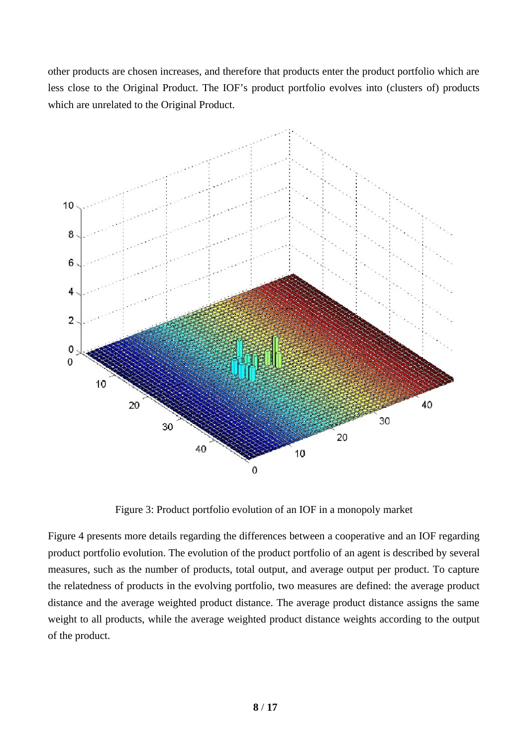other products are chosen increases, and therefore that products enter the product portfolio which are less close to the Original Product. The IOF's product portfolio evolves into (clusters of) products which are unrelated to the Original Product.

Figure 3: Product portfolio evolution of an IOF in a monopoly market

Figure 4 presents more details regarding the differences between a cooperative and an IOF regarding product portfolio evolution. The evolution of the product portfolio of an agent is described by several measures, such as the number of products, total output, and average output per product. To capture the relatedness of products in the evolving portfolio, two measures are defined: the average product distance and the average weighted product distance. The average product distance assigns the same weight to all products, while the average weighted product distance weights according to the output of the product.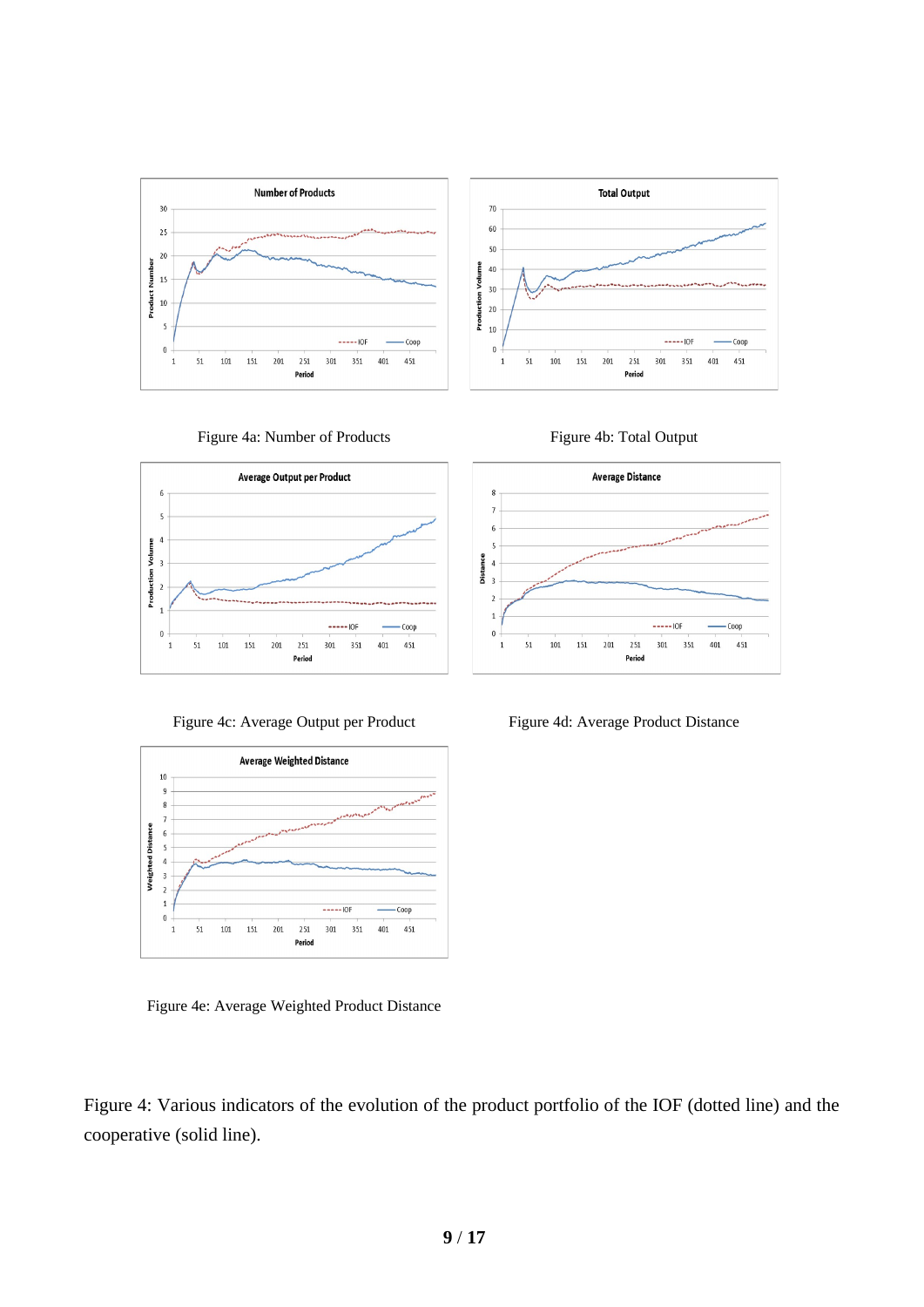Figure 4a: Number of Products

Figure 4b: Total Output

Figure 4c: Average Output per Product

Figure 4d: Average Product Distance

Figure 4e: Average Weighted Product Distance

Figure 4: Various indicators of the evolution of the product portfolio of the IOF (dotted line) and the cooperative (solid line).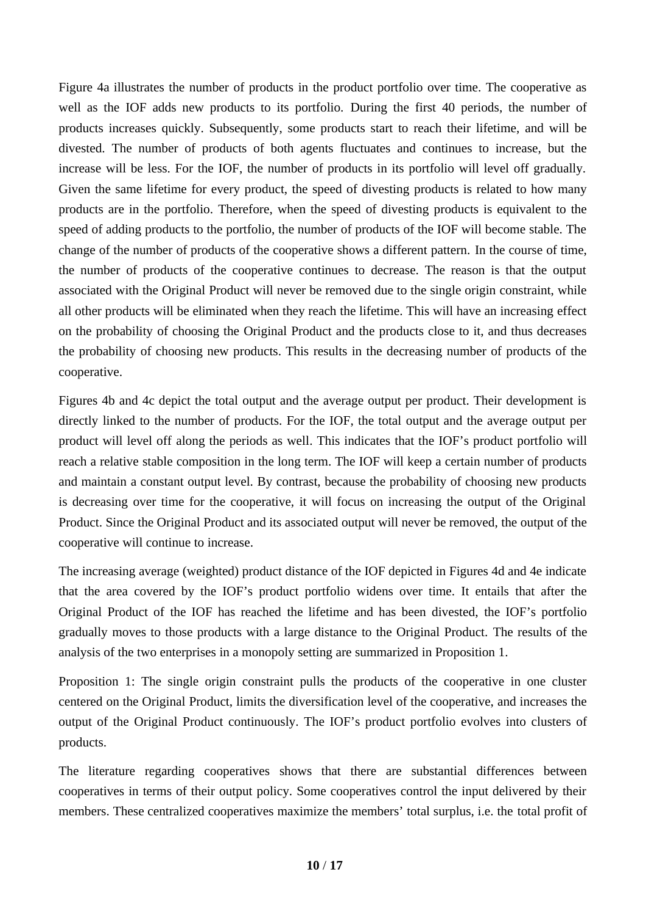Figure 4a illustrates the number of products in the product portfolio over time. The cooperative as well as the IOF adds new products to its portfolio. During the first 40 periods, the number of products increases quickly. Subsequently, some products start to reach their lifetime, and will be divested. The number of products of both agents fluctuates and continues to increase, but the increase will be less. For the IOF, the number of products in its portfolio will level off gradually. Given the same lifetime for every product, the speed of divesting products is related to how many products are in the portfolio. Therefore, when the speed of divesting products is equivalent to the speed of adding products to the portfolio, the number of products of the IOF will become stable. The change of the number of products of the cooperative shows a different pattern. In the course of time, the number of products of the cooperative continues to decrease. The reason is that the output associated with the Original Product will never be removed due to the single origin constraint, while all other products will be eliminated when they reach the lifetime. This will have an increasing effect on the probability of choosing the Original Product and the products close to it, and thus decreases the probability of choosing new products. This results in the decreasing number of products of the cooperative.

Figures 4b and 4c depict the total output and the average output per product. Their development is directly linked to the number of products. For the IOF, the total output and the average output per product will level off along the periods as well. This indicates that the IOF's product portfolio will reach a relative stable composition in the long term. The IOF will keep a certain number of products and maintain a constant output level. By contrast, because the probability of choosing new products is decreasing over time for the cooperative, it will focus on increasing the output of the Original Product. Since the Original Product and its associated output will never be removed, the output of the cooperative will continue to increase.

The increasing average (weighted) product distance of the IOF depicted in Figures 4d and 4e indicate that the area covered by the IOF's product portfolio widens over time. It entails that after the Original Product of the IOF has reached the lifetime and has been divested, the IOF's portfolio gradually moves to those products with a large distance to the Original Product. The results of the analysis of the two enterprises in a monopoly setting are summarized in Proposition 1.

Proposition 1: The single origin constraint pulls the products of the cooperative in one cluster centered on the Original Product, limits the diversification level of the cooperative, and increases the output of the Original Product continuously. The IOF's product portfolio evolves into clusters of products.

The literature regarding cooperatives shows that there are substantial differences between cooperatives in terms of their output policy. Some cooperatives control the input delivered by their members. These centralized cooperatives maximize the members' total surplus, i.e. the total profit of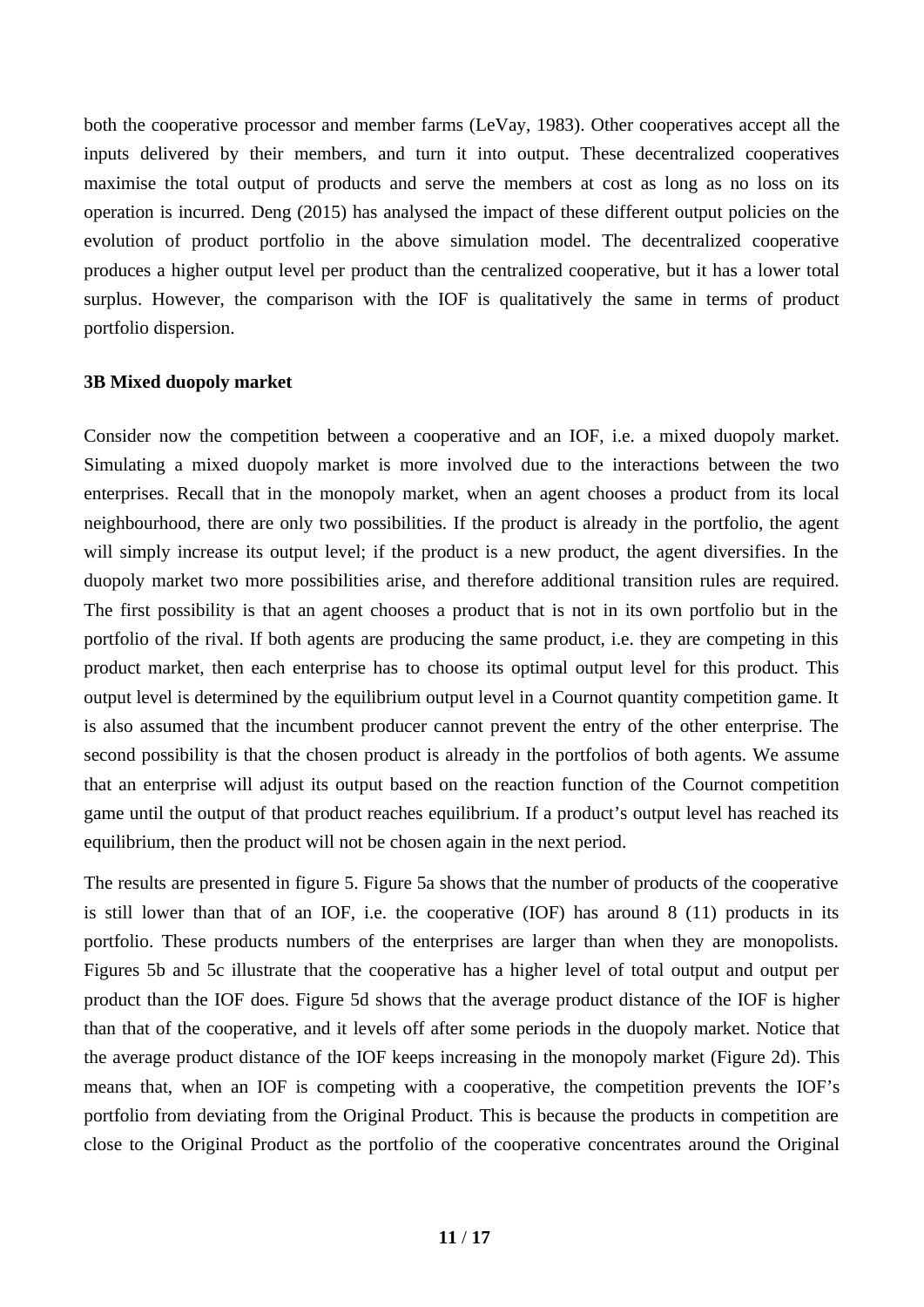both the cooperative processor and member farms (LeVay, 1983). Other cooperatives accept all the inputs delivered by their members, and turn it into output. These decentralized cooperatives maximise the total output of products and serve the members at cost as long as no loss on its operation is incurred. Deng (2015) has analysed the impact of these different output policies on the evolution of product portfolio in the above simulation model. The decentralized cooperative produces a higher output level per product than the centralized cooperative, but it has a lower total surplus. However, the comparison with the IOF is qualitatively the same in terms of product portfolio dispersion.

### 3B Mixed duopoly market

Consider now the competition between a cooperative and an IOF, i.e. a mixed duopoly market. Simulating a mixed duopoly market is more involved due to the interactions between the two enterprises. Recall that in the monopoly market, when an agent chooses a product from its local neighbourhood, there are only two possibilities. If the product is already in the portfolio, the agent will simply increase its output level; if the product is a new product, the agent diversifies. In the duopoly market two more possibilities arise, and therefore additional transition rules are required. The first possibility is that an agent chooses a product that is not in its own portfolio but in the portfolio of the rival. If both agents are producing the same product, i.e. they are competing in this product market, then each enterprise has to choose its optimal output level for this product. This output level is determined by the equilibrium output level in a Cournot quantity competition game. It is also assumed that the incumbent producer cannot prevent the entry of the other enterprise. The second possibility is that the chosen product is already in the portfolios of both agents. We assume that an enterprise will adjust its output based on the reaction function of the Cournot competition game until the output of that product reaches equilibrium. If a product's output level has reached its equilibrium, then the product will not be chosen again in the next period.

The results are presented in figure 5. Figure 5a shows that the number of products of the cooperative is still lower than that of an IOF, i.e. the cooperative (IOF) has around 8 (11) products in its portfolio. These products numbers of the enterprises are larger than when they are monopolists. Figures 5b and 5c illustrate that the cooperative has a higher level of total output and output per product than the IOF does. Figure 5d shows that the average product distance of the IOF is higher than that of the cooperative, and it levels off after some periods in the duopoly market. Notice that the average product distance of the IOF keeps increasing in the monopoly market (Figure 2d). This means that, when an IOF is competing with a cooperative, the competition prevents the IOF's portfolio from deviating from the Original Product. This is because the products in competition are close to the Original Product as the portfolio of the cooperative concentrates around the Original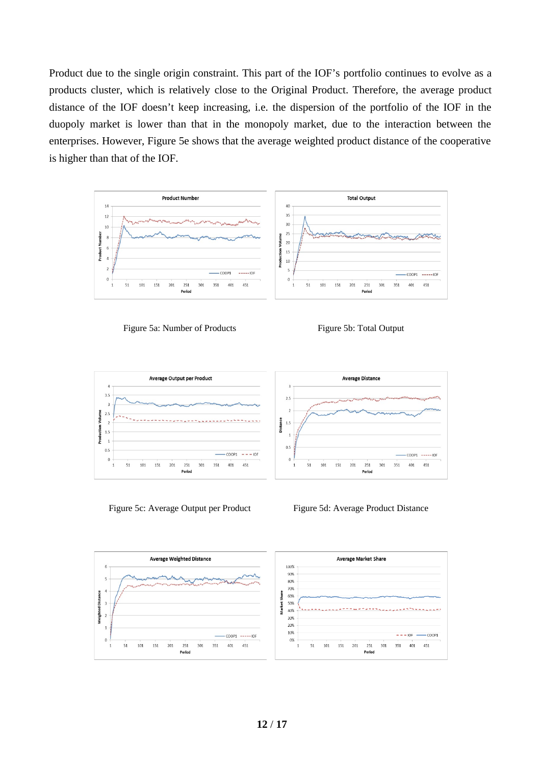Product due to the single origin constraint. This part of the IOF's portfolio continues to evolve as a products cluster, which is relatively close to the Original Product. Therefore, the average product distance of the IOF doesn't keep increasing, i.e. the dispersion of the portfolio of the IOF in the duopoly market is lower than that in the monopoly market, due to the interaction between the enterprises. However, Figure 5e shows that the average weighted product distance of the cooperative is higher than that of the IOF.

Figure 5a: Number of Products

Figure 5b: Total Output

Figure 5c: Average Output per Product

Figure 5d: Average Product Distance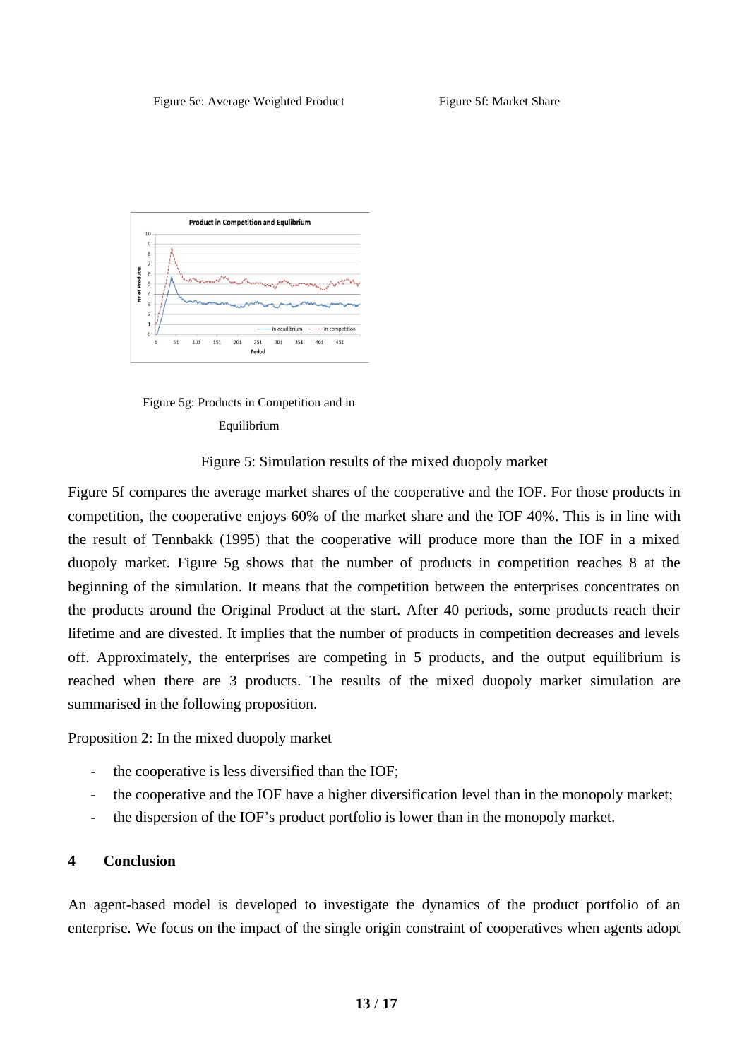Figure 5e: Average Weighted Product

Figure 5f: Market Share

Figure 5g: Products in Competition and in Equilibrium

Figure 5: Simulation results of the mixed duopoly market

Figure 5f compares the average market shares of the cooperative and the IOF. For those products in competition, the cooperative enjoys 60% of the market share and the IOF 40%. This is in line with the result of Tennbakk (1995) that the cooperative will produce more than the IOF in a mixed duopoly market. Figure 5g shows that the number of products in competition reaches 8 at the beginning of the simulation. It means that the competition between the enterprises concentrates on the products around the Original Product at the start. After 40 periods, some products reach their lifetime and are divested. It implies that the number of products in competition decreases and levels off. Approximately, the enterprises are competing in 5 products, and the output equilibrium is reached when there are 3 products. The results of the mixed duopoly market simulation are summarised in the following proposition.

Proposition 2: In the mixed duopoly market

- the cooperative is less diversified than the IOF;
- the cooperative and the IOF have a higher diversification level than in the monopoly market;
- the dispersion of the IOF's product portfolio is lower than in the monopoly market.

## 4 Conclusion

An agent-based model is developed to investigate the dynamics of the product portfolio of an enterprise. We focus on the impact of the single origin constraint of cooperatives when agents adopt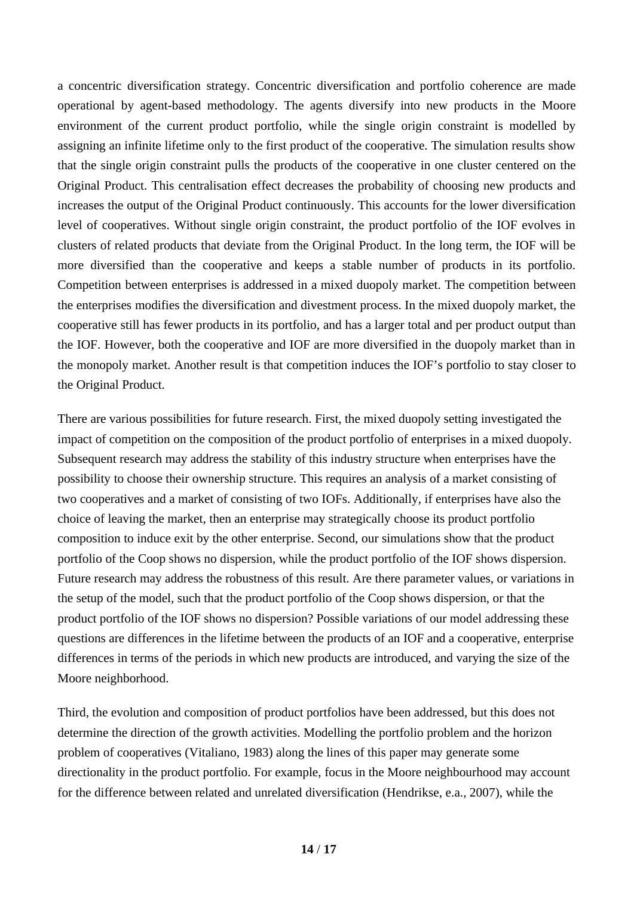a concentric diversification strategy. Concentric diversification and portfolio coherence are made operational by agent-based methodology. The agents diversify into new products in the Moore environment of the current product portfolio, while the single origin constraint is modelled by assigning an infinite lifetime only to the first product of the cooperative. The simulation results show that the single origin constraint pulls the products of the cooperative in one cluster centered on the Original Product. This centralisation effect decreases the probability of choosing new products and increases the output of the Original Product continuously. This accounts for the lower diversification level of cooperatives. Without single origin constraint, the product portfolio of the IOF evolves in clusters of related products that deviate from the Original Product. In the long term, the IOF will be more diversified than the cooperative and keeps a stable number of products in its portfolio. Competition between enterprises is addressed in a mixed duopoly market. The competition between the enterprises modifies the diversification and divestment process. In the mixed duopoly market, the cooperative still has fewer products in its portfolio, and has a larger total and per product output than the IOF. However, both the cooperative and IOF are more diversified in the duopoly market than in the monopoly market. Another result is that competition induces the IOF's portfolio to stay closer to the Original Product.

There are various possibilities for future research. First, the mixed duopoly setting investigated the impact of competition on the composition of the product portfolio of enterprises in a mixed duopoly. Subsequent research may address the stability of this industry structure when enterprises have the possibility to choose their ownership structure. This requires an analysis of a market consisting of two cooperatives and a market of consisting of two IOFs. Additionally, if enterprises have also the choice of leaving the market, then an enterprise may strategically choose its product portfolio composition to induce exit by the other enterprise. Second, our simulations show that the product portfolio of the Coop shows no dispersion, while the product portfolio of the IOF shows dispersion. Future research may address the robustness of this result. Are there parameter values, or variations in the setup of the model, such that the product portfolio of the Coop shows dispersion, or that the product portfolio of the IOF shows no dispersion? Possible variations of our model addressing these questions are differences in the lifetime between the products of an IOF and a cooperative, enterprise differences in terms of the periods in which new products are introduced, and varying the size of the Moore neighborhood.

Third, the evolution and composition of product portfolios have been addressed, but this does not determine the direction of the growth activities. Modelling the portfolio problem and the horizon problem of cooperatives (Vitaliano, 1983) along the lines of this paper may generate some directionality in the product portfolio. For example, focus in the Moore neighbourhood may account for the difference between related and unrelated diversification (Hendrikse, e.a., 2007), while the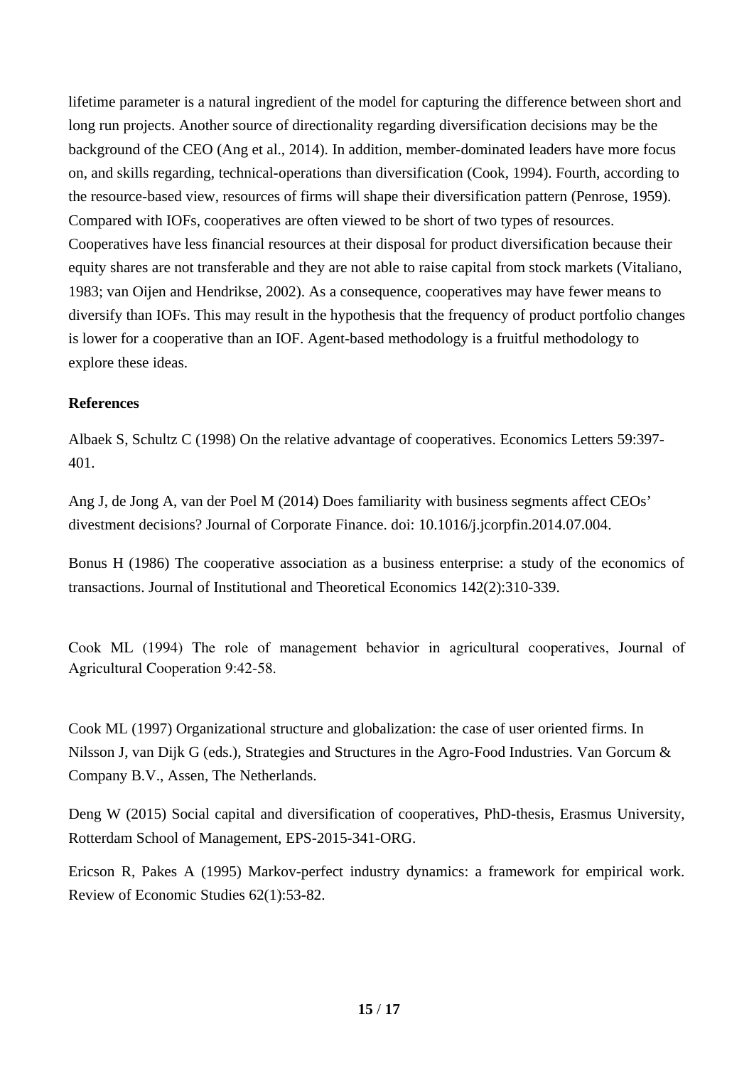lifetime parameter is a natural ingredient of the model for capturing the difference between short and long run projects. Another source of directionality regarding diversification decisions may be the background of the CEO (Ang et al., 2014). In addition, member-dominated leaders have more focus on, and skills regarding, technical-operations than diversification (Cook, 1994). Fourth, according to the resource-based view, resources of firms will shape their diversification pattern (Penrose, 1959). Compared with IOFs, cooperatives are often viewed to be short of two types of resources. Cooperatives have less financial resources at their disposal for product diversification because their equity shares are not transferable and they are not able to raise capital from stock markets (Vitaliano, 1983; van Oijen and Hendrikse, 2002). As a consequence, cooperatives may have fewer means to diversify than IOFs. This may result in the hypothesis that the frequency of product portfolio changes is lower for a cooperative than an IOF. Agent-based methodology is a fruitful methodology to explore these ideas.

**References**

Albaek S, Schultz C (1998) On the relative advantage of cooperatives. Economics Letters 59:397-401.

Ang J, de Jong A, van der Poel M (2014) Does familiarity with business segments affect CEOs' divestment decisions? Journal of Corporate Finance. doi: 10.1016/j.jcorpfin.2014.07.004.

Bonus H (1986) The cooperative association as a business enterprise: a study of the economics of transactions. Journal of Institutional and Theoretical Economics 142(2):310-339.

Cook ML (1994) The role of management behavior in agricultural cooperatives, Journal of Agricultural Cooperation 9:42-58.

Cook ML (1997) Organizational structure and globalization: the case of user oriented firms. In Nilsson J, van Dijk G (eds.), Strategies and Structures in the Agro-Food Industries. Van Gorcum & Company B.V., Assen, The Netherlands.

Deng W (2015) Social capital and diversification of cooperatives, PhD-thesis, Erasmus University, Rotterdam School of Management, EPS-2015-341-ORG.

Ericson R, Pakes A (1995) Markov-perfect industry dynamics: a framework for empirical work. Review of Economic Studies 62(1):53-82.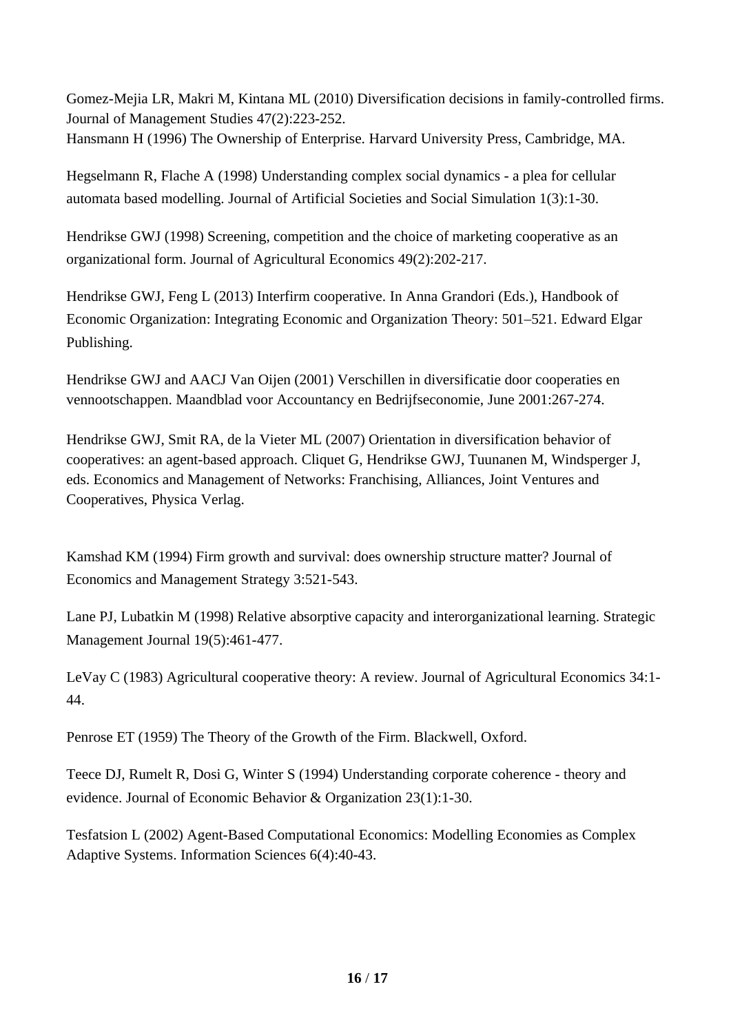Gomez-Mejia LR, Makri M, Kintana ML (2010) Diversification decisions in family-controlled firms. Journal of Management Studies 47(2):223-252.
Hansmann H (1996) The Ownership of Enterprise. Harvard University Press, Cambridge, MA.

Hegselmann R, Flache A (1998) Understanding complex social dynamics - a plea for cellular automata based modelling. Journal of Artificial Societies and Social Simulation 1(3):1-30.

Hendrikse GWJ (1998) Screening, competition and the choice of marketing cooperative as an organizational form. Journal of Agricultural Economics 49(2):202-217.

Hendrikse GWJ, Feng L (2013) Interfirm cooperative. In Anna Grandori (Eds.), Handbook of Economic Organization: Integrating Economic and Organization Theory: 501–521. Edward Elgar Publishing.

Hendrikse GWJ and AACJ Van Oijen (2001) Verschillen in diversificatie door cooperaties en vennootschappen. Maandblad voor Accountancy en Bedrijfseconomie, June 2001:267-274.

Hendrikse GWJ, Smit RA, de la Vieter ML (2007) Orientation in diversification behavior of cooperatives: an agent-based approach. Cliquet G, Hendrikse GWJ, Tuunanen M, Windsperger J, eds. Economics and Management of Networks: Franchising, Alliances, Joint Ventures and Cooperatives, Physica Verlag.

Kamshad KM (1994) Firm growth and survival: does ownership structure matter? Journal of Economics and Management Strategy 3:521-543.

Lane PJ, Lubatkin M (1998) Relative absorptive capacity and interorganizational learning. Strategic Management Journal 19(5):461-477.

LeVay C (1983) Agricultural cooperative theory: A review. Journal of Agricultural Economics 34:1-44.

Penrose ET (1959) The Theory of the Growth of the Firm. Blackwell, Oxford.

Teece DJ, Rumelt R, Dosi G, Winter S (1994) Understanding corporate coherence - theory and evidence. Journal of Economic Behavior & Organization 23(1):1-30.

Tesfatsion L (2002) Agent-Based Computational Economics: Modelling Economies as Complex Adaptive Systems. Information Sciences 6(4):40-43.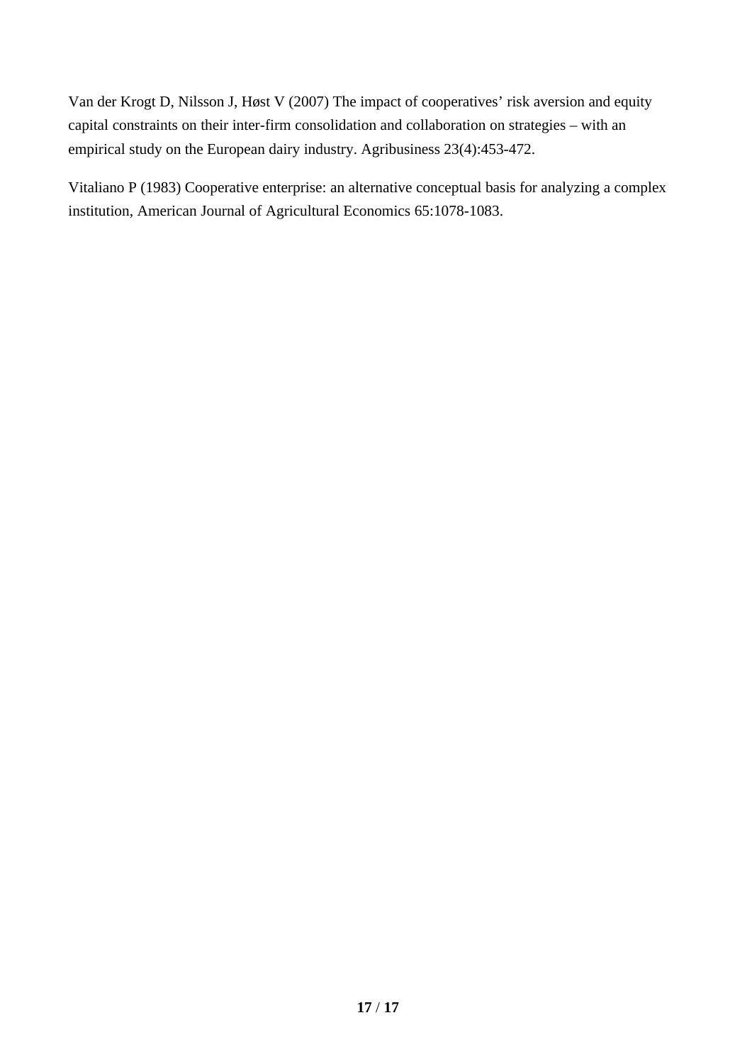Van der Krogt D, Nilsson J, Høst V (2007) The impact of cooperatives' risk aversion and equity capital constraints on their inter-firm consolidation and collaboration on strategies – with an empirical study on the European dairy industry. Agribusiness 23(4):453-472.

Vitaliano P (1983) Cooperative enterprise: an alternative conceptual basis for analyzing a complex institution, American Journal of Agricultural Economics 65:1078-1083.